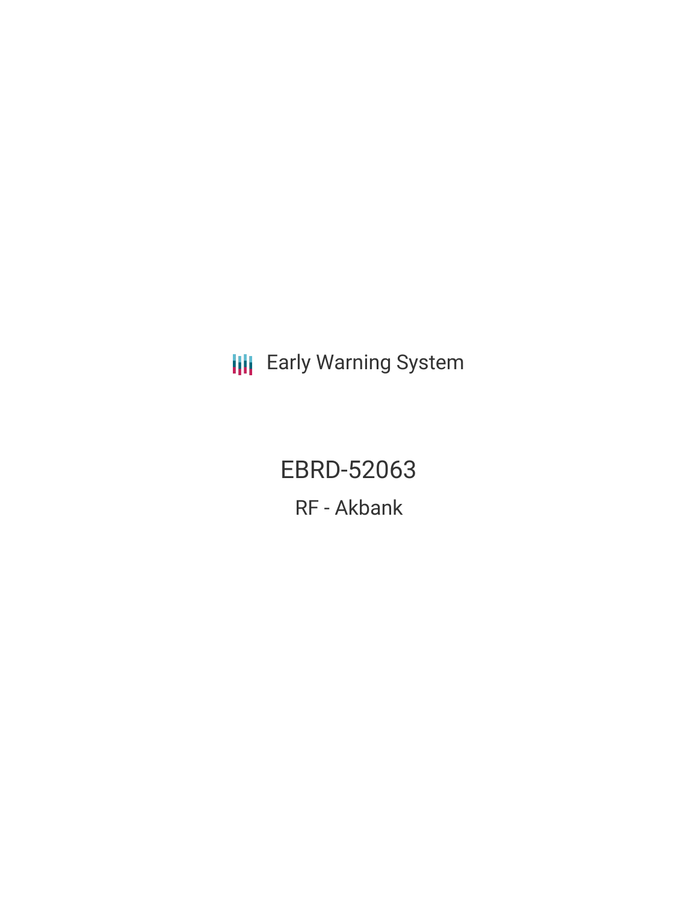Early Warning System

# EBRD-52063

## RF - Akbank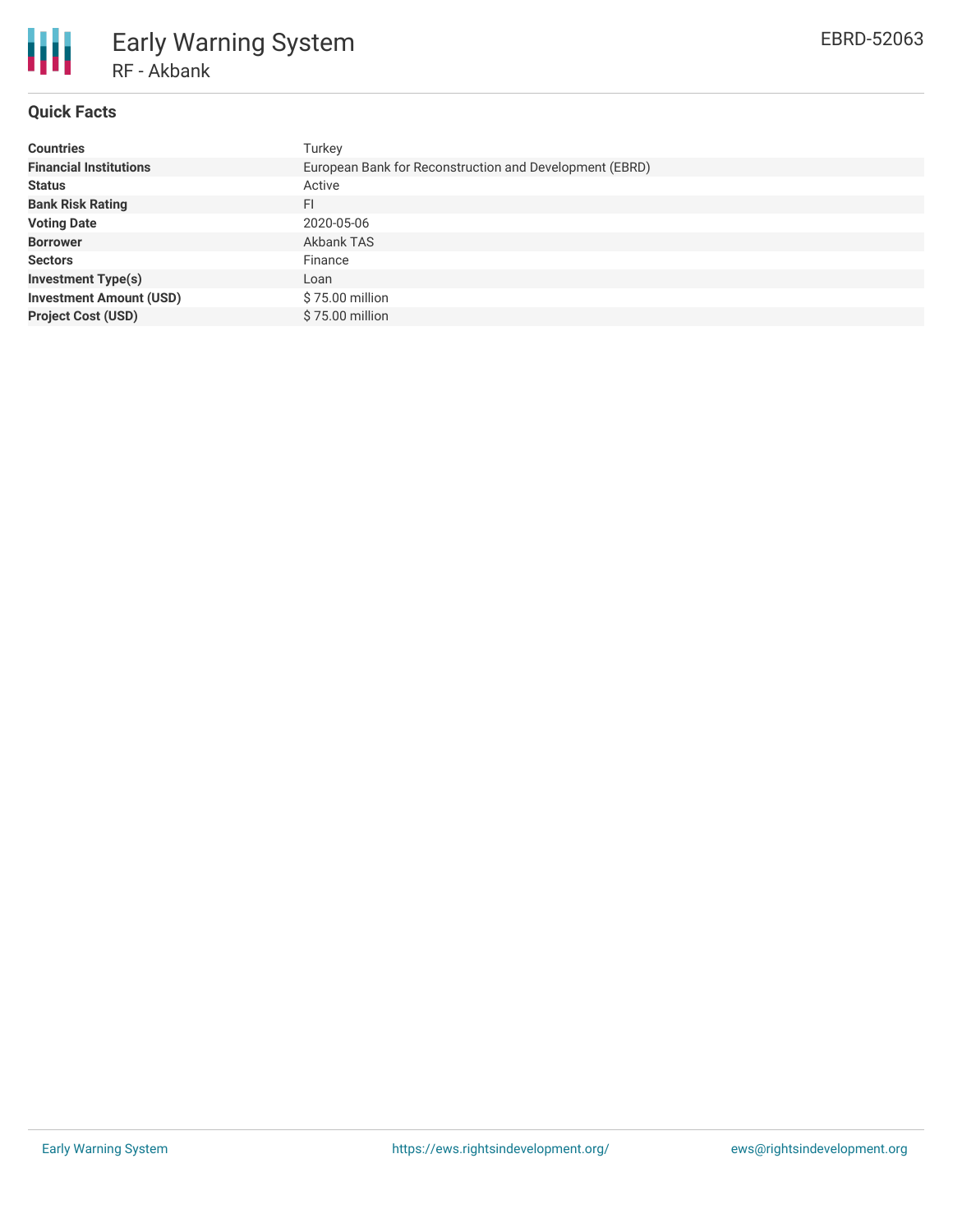# Early Warning System

## RF - Akbank

EBRD-52063

### Quick Facts

| | |
|---|---|
| **Countries** | Turkey |
| **Financial Institutions** | European Bank for Reconstruction and Development (EBRD) |
| **Status** | Active |
| **Bank Risk Rating** | FI |
| **Voting Date** | 2020-05-06 |
| **Borrower** | Akbank TAS |
| **Sectors** | Finance |
| **Investment Type(s)** | Loan |
| **Investment Amount (USD)** | $ 75.00 million |
| **Project Cost (USD)** | $ 75.00 million |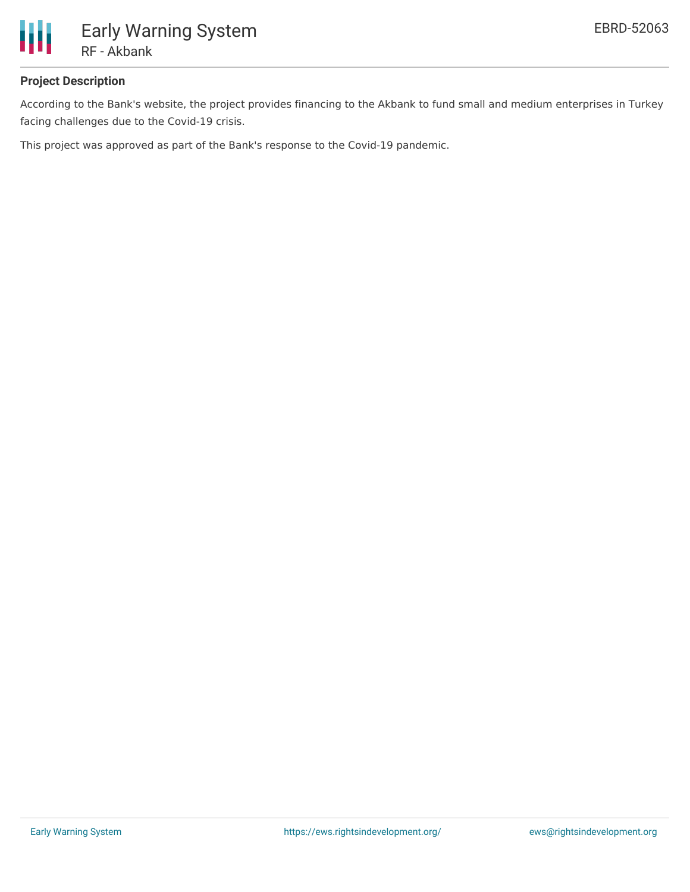## Project Description

According to the Bank's website, the project provides financing to the Akbank to fund small and medium enterprises in Turkey facing challenges due to the Covid-19 crisis.

This project was approved as part of the Bank's response to the Covid-19 pandemic.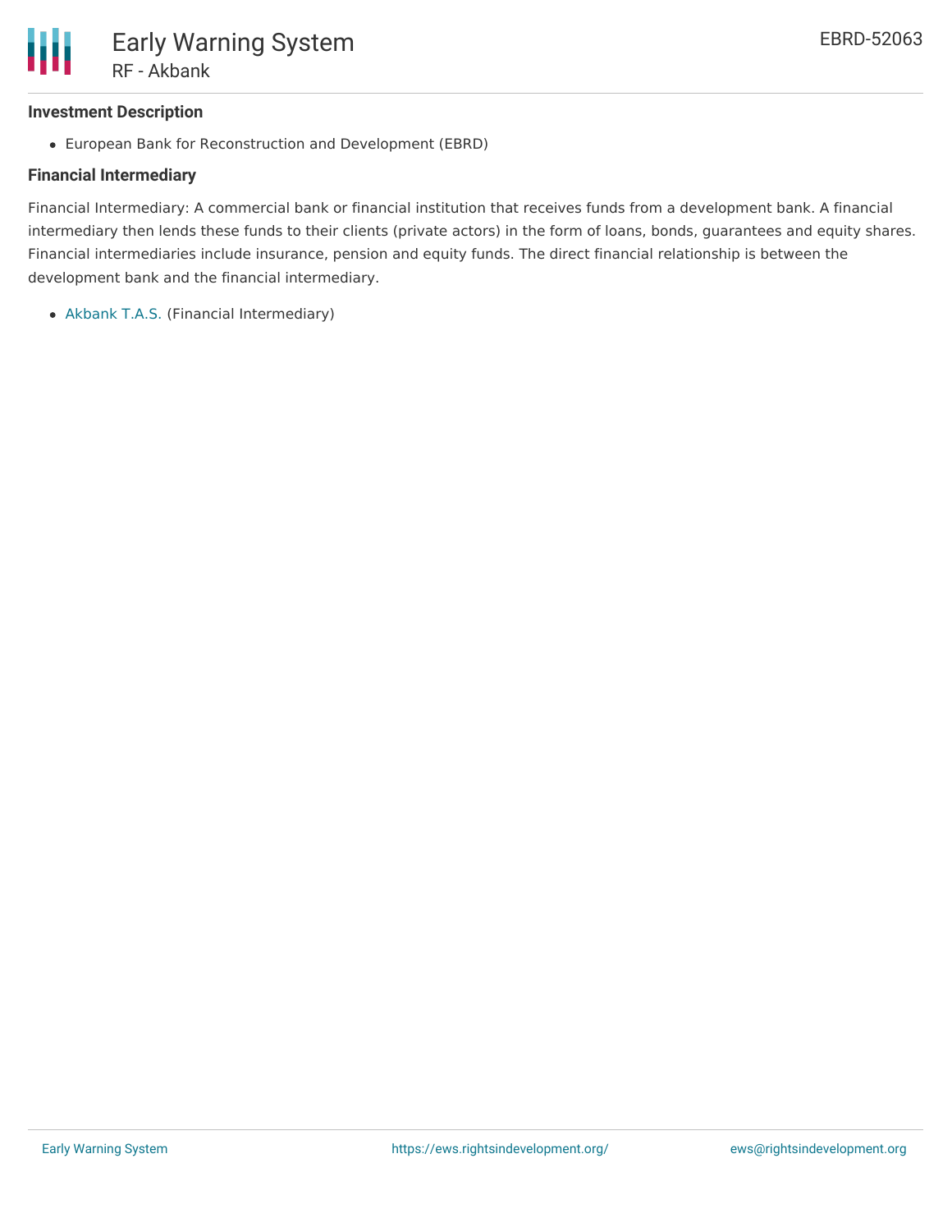### Investment Description

- European Bank for Reconstruction and Development (EBRD)

### Financial Intermediary

Financial Intermediary: A commercial bank or financial institution that receives funds from a development bank. A financial intermediary then lends these funds to their clients (private actors) in the form of loans, bonds, guarantees and equity shares. Financial intermediaries include insurance, pension and equity funds. The direct financial relationship is between the development bank and the financial intermediary.

- Akbank T.A.S. (Financial Intermediary)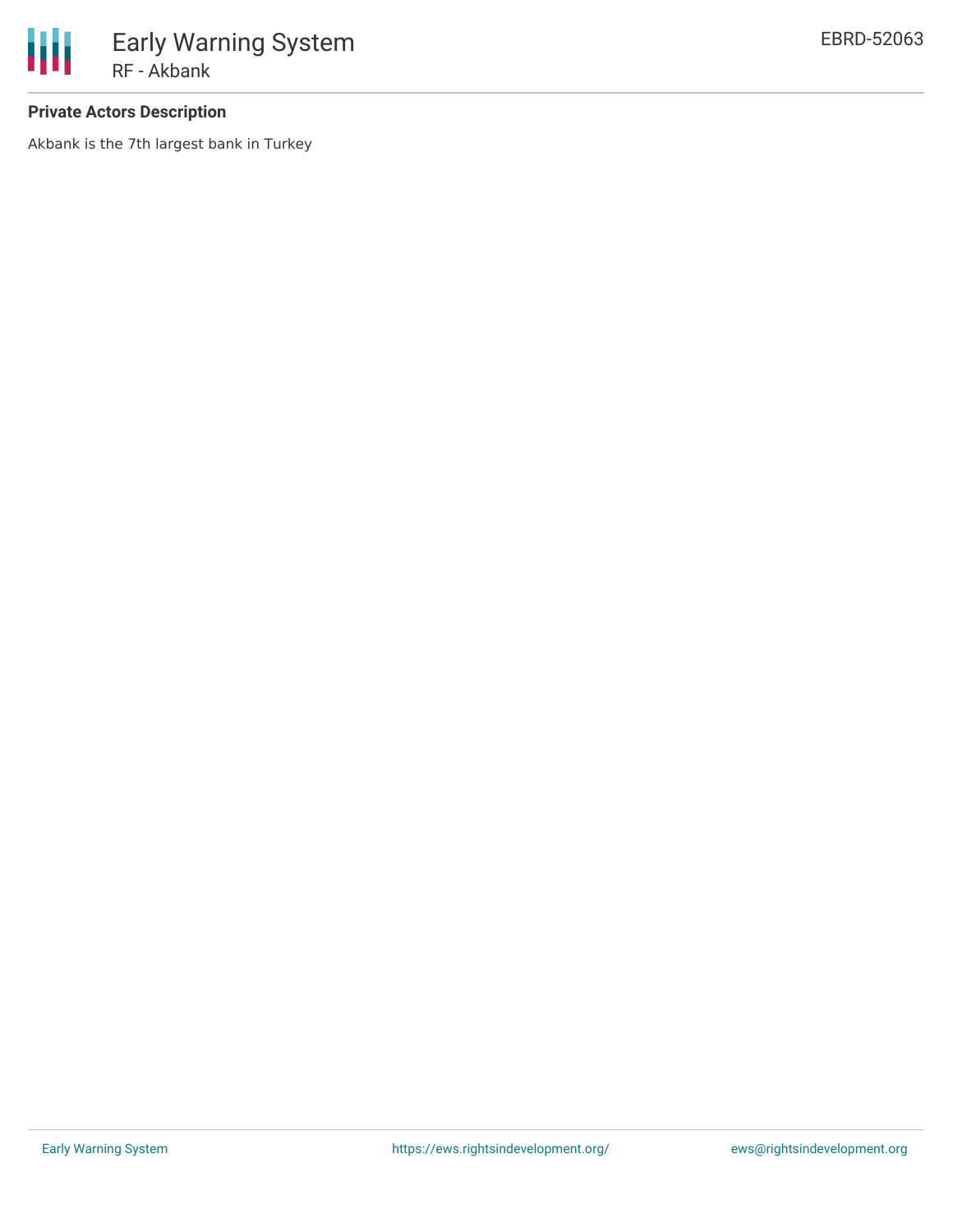**Private Actors Description**

Akbank is the 7th largest bank in Turkey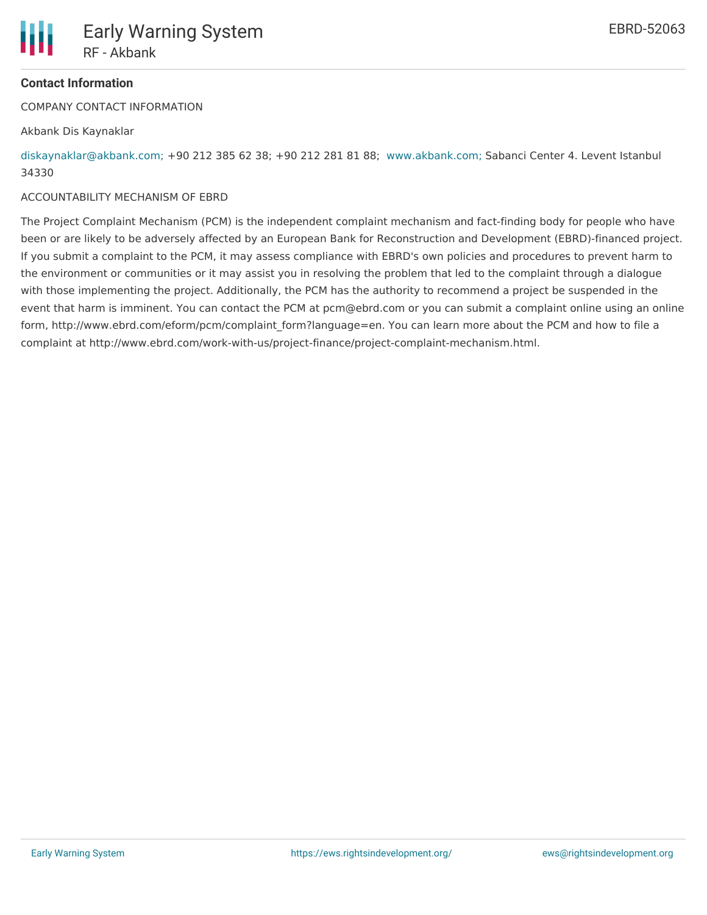**Contact Information**

COMPANY CONTACT INFORMATION

Akbank Dis Kaynaklar

diskaynaklar@akbank.com; +90 212 385 62 38; +90 212 281 81 88; www.akbank.com; Sabanci Center 4. Levent Istanbul 34330

ACCOUNTABILITY MECHANISM OF EBRD

The Project Complaint Mechanism (PCM) is the independent complaint mechanism and fact-finding body for people who have been or are likely to be adversely affected by an European Bank for Reconstruction and Development (EBRD)-financed project. If you submit a complaint to the PCM, it may assess compliance with EBRD's own policies and procedures to prevent harm to the environment or communities or it may assist you in resolving the problem that led to the complaint through a dialogue with those implementing the project. Additionally, the PCM has the authority to recommend a project be suspended in the event that harm is imminent. You can contact the PCM at pcm@ebrd.com or you can submit a complaint online using an online form, http://www.ebrd.com/eform/pcm/complaint_form?language=en. You can learn more about the PCM and how to file a complaint at http://www.ebrd.com/work-with-us/project-finance/project-complaint-mechanism.html.